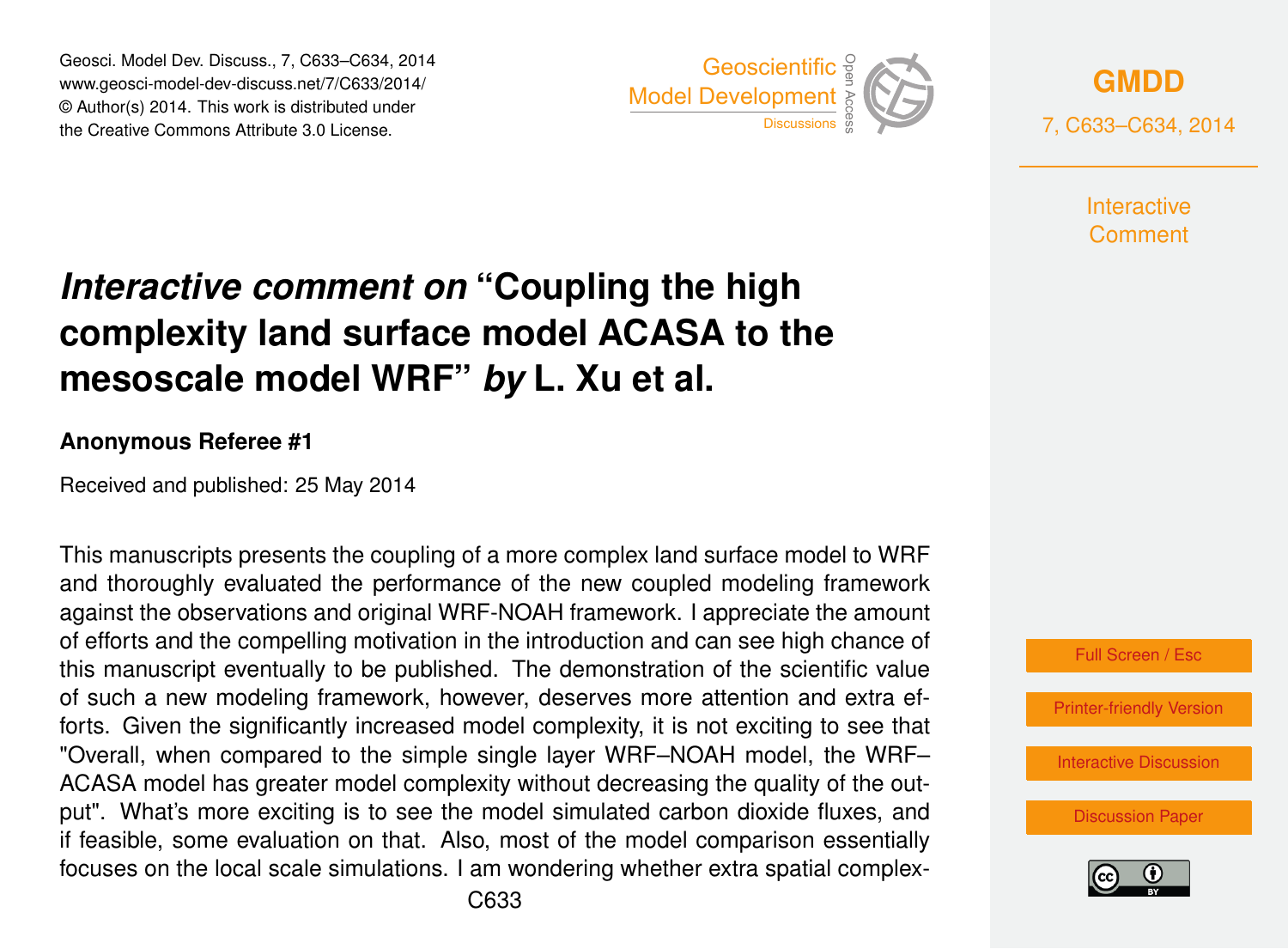# *Interactive comment on* "Coupling the high complexity land surface model ACASA to the mesoscale model WRF" *by* L. Xu et al.

**Anonymous Referee #1**

Received and published: 25 May 2014

This manuscripts presents the coupling of a more complex land surface model to WRF and thoroughly evaluated the performance of the new coupled modeling framework against the observations and original WRF-NOAH framework. I appreciate the amount of efforts and the compelling motivation in the introduction and can see high chance of this manuscript eventually to be published. The demonstration of the scientific value of such a new modeling framework, however, deserves more attention and extra efforts. Given the significantly increased model complexity, it is not exciting to see that "Overall, when compared to the simple single layer WRF–NOAH model, the WRF–ACASA model has greater model complexity without decreasing the quality of the output". What's more exciting is to see the model simulated carbon dioxide fluxes, and if feasible, some evaluation on that. Also, most of the model comparison essentially focuses on the local scale simulations. I am wondering whether extra spatial complex-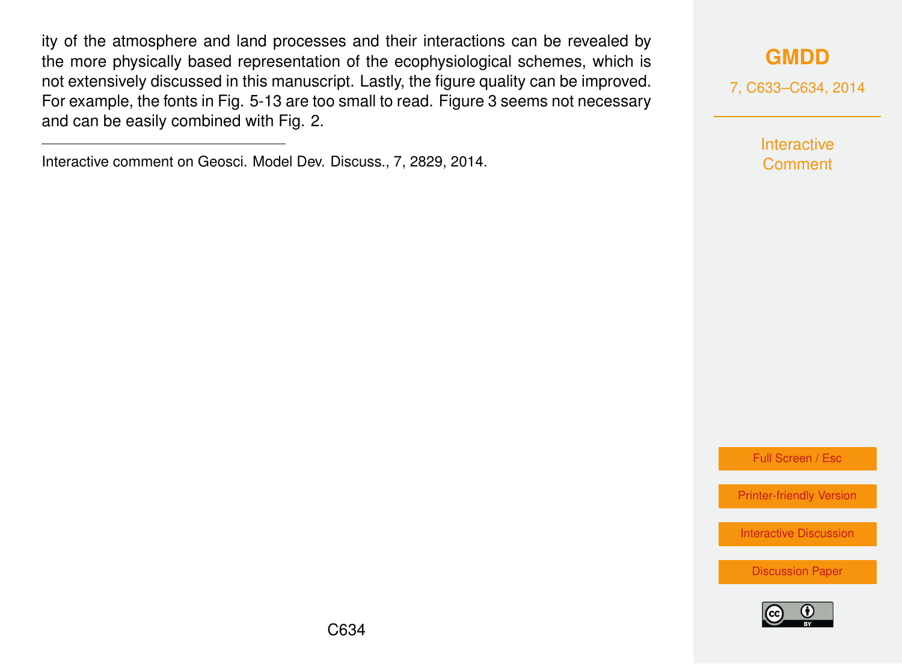ity of the atmosphere and land processes and their interactions can be revealed by the more physically based representation of the ecophysiological schemes, which is not extensively discussed in this manuscript. Lastly, the figure quality can be improved. For example, the fonts in Fig. 5-13 are too small to read. Figure 3 seems not necessary and can be easily combined with Fig. 2.

---

Interactive comment on Geosci. Model Dev. Discuss., 7, 2829, 2014.